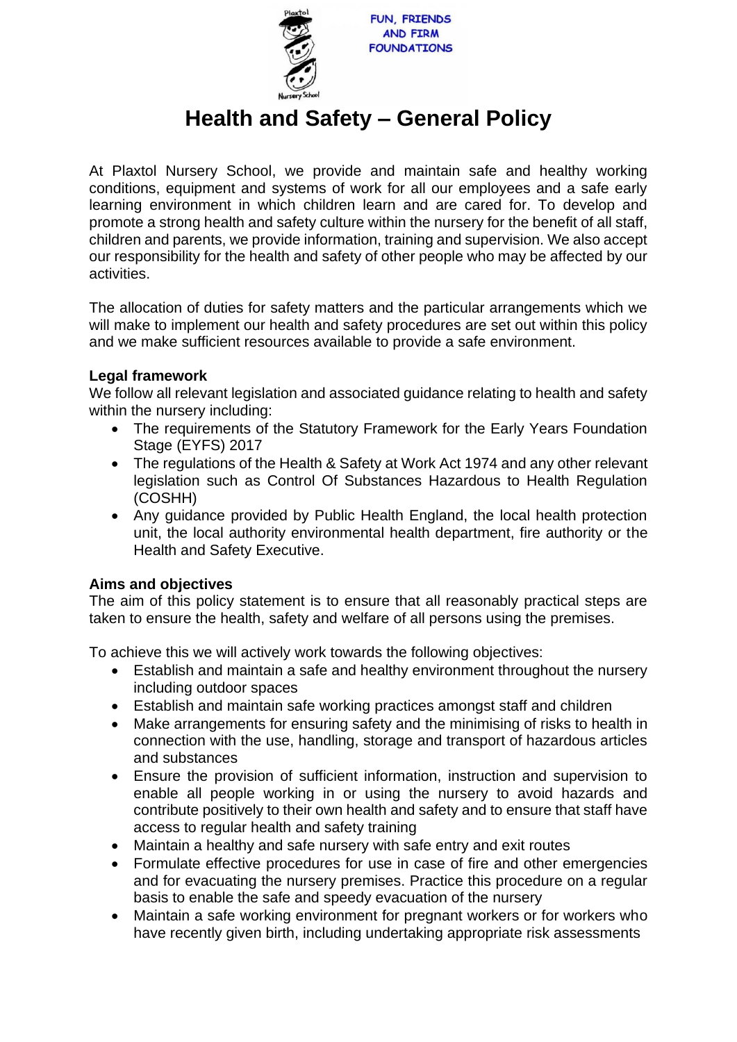FUN, FRIENDS AND FIRM FOUNDATIONS

# Health and Safety – General Policy

At Plaxtol Nursery School, we provide and maintain safe and healthy working conditions, equipment and systems of work for all our employees and a safe early learning environment in which children learn and are cared for. To develop and promote a strong health and safety culture within the nursery for the benefit of all staff, children and parents, we provide information, training and supervision. We also accept our responsibility for the health and safety of other people who may be affected by our activities.

The allocation of duties for safety matters and the particular arrangements which we will make to implement our health and safety procedures are set out within this policy and we make sufficient resources available to provide a safe environment.

**Legal framework**

We follow all relevant legislation and associated guidance relating to health and safety within the nursery including:

- The requirements of the Statutory Framework for the Early Years Foundation Stage (EYFS) 2017
- The regulations of the Health & Safety at Work Act 1974 and any other relevant legislation such as Control Of Substances Hazardous to Health Regulation (COSHH)
- Any guidance provided by Public Health England, the local health protection unit, the local authority environmental health department, fire authority or the Health and Safety Executive.

**Aims and objectives**

The aim of this policy statement is to ensure that all reasonably practical steps are taken to ensure the health, safety and welfare of all persons using the premises.

To achieve this we will actively work towards the following objectives:

- Establish and maintain a safe and healthy environment throughout the nursery including outdoor spaces
- Establish and maintain safe working practices amongst staff and children
- Make arrangements for ensuring safety and the minimising of risks to health in connection with the use, handling, storage and transport of hazardous articles and substances
- Ensure the provision of sufficient information, instruction and supervision to enable all people working in or using the nursery to avoid hazards and contribute positively to their own health and safety and to ensure that staff have access to regular health and safety training
- Maintain a healthy and safe nursery with safe entry and exit routes
- Formulate effective procedures for use in case of fire and other emergencies and for evacuating the nursery premises. Practice this procedure on a regular basis to enable the safe and speedy evacuation of the nursery
- Maintain a safe working environment for pregnant workers or for workers who have recently given birth, including undertaking appropriate risk assessments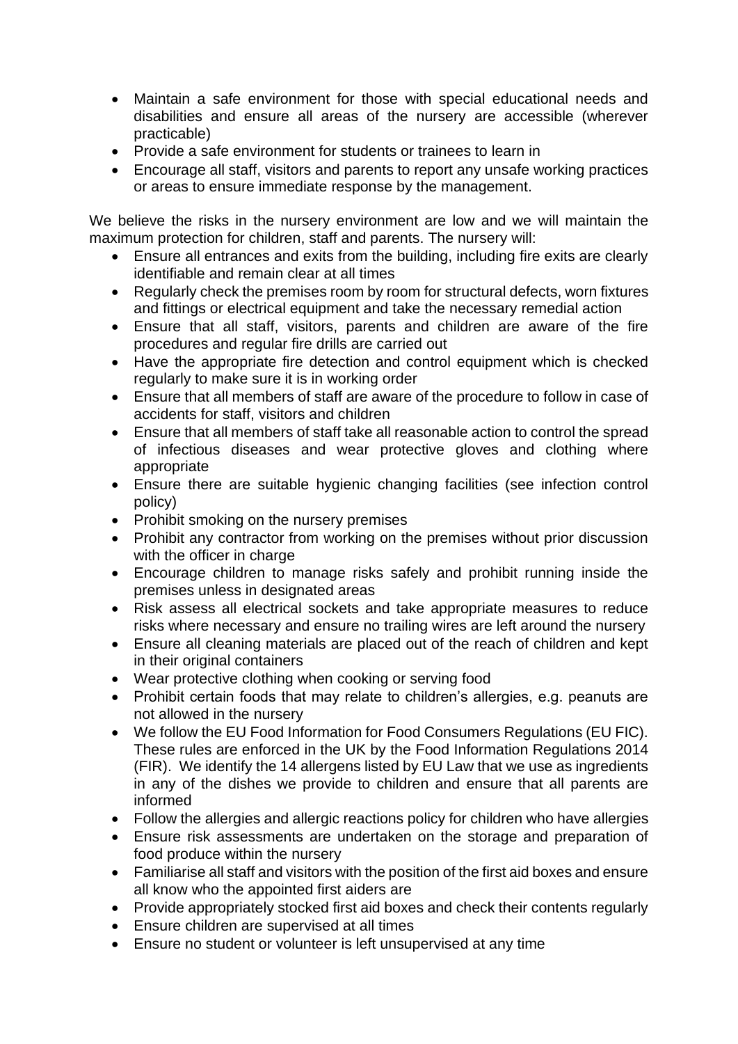- Maintain a safe environment for those with special educational needs and disabilities and ensure all areas of the nursery are accessible (wherever practicable)
- Provide a safe environment for students or trainees to learn in
- Encourage all staff, visitors and parents to report any unsafe working practices or areas to ensure immediate response by the management.

We believe the risks in the nursery environment are low and we will maintain the maximum protection for children, staff and parents. The nursery will:

- Ensure all entrances and exits from the building, including fire exits are clearly identifiable and remain clear at all times
- Regularly check the premises room by room for structural defects, worn fixtures and fittings or electrical equipment and take the necessary remedial action
- Ensure that all staff, visitors, parents and children are aware of the fire procedures and regular fire drills are carried out
- Have the appropriate fire detection and control equipment which is checked regularly to make sure it is in working order
- Ensure that all members of staff are aware of the procedure to follow in case of accidents for staff, visitors and children
- Ensure that all members of staff take all reasonable action to control the spread of infectious diseases and wear protective gloves and clothing where appropriate
- Ensure there are suitable hygienic changing facilities (see infection control policy)
- Prohibit smoking on the nursery premises
- Prohibit any contractor from working on the premises without prior discussion with the officer in charge
- Encourage children to manage risks safely and prohibit running inside the premises unless in designated areas
- Risk assess all electrical sockets and take appropriate measures to reduce risks where necessary and ensure no trailing wires are left around the nursery
- Ensure all cleaning materials are placed out of the reach of children and kept in their original containers
- Wear protective clothing when cooking or serving food
- Prohibit certain foods that may relate to children's allergies, e.g. peanuts are not allowed in the nursery
- We follow the EU Food Information for Food Consumers Regulations (EU FIC). These rules are enforced in the UK by the Food Information Regulations 2014 (FIR). We identify the 14 allergens listed by EU Law that we use as ingredients in any of the dishes we provide to children and ensure that all parents are informed
- Follow the allergies and allergic reactions policy for children who have allergies
- Ensure risk assessments are undertaken on the storage and preparation of food produce within the nursery
- Familiarise all staff and visitors with the position of the first aid boxes and ensure all know who the appointed first aiders are
- Provide appropriately stocked first aid boxes and check their contents regularly
- Ensure children are supervised at all times
- Ensure no student or volunteer is left unsupervised at any time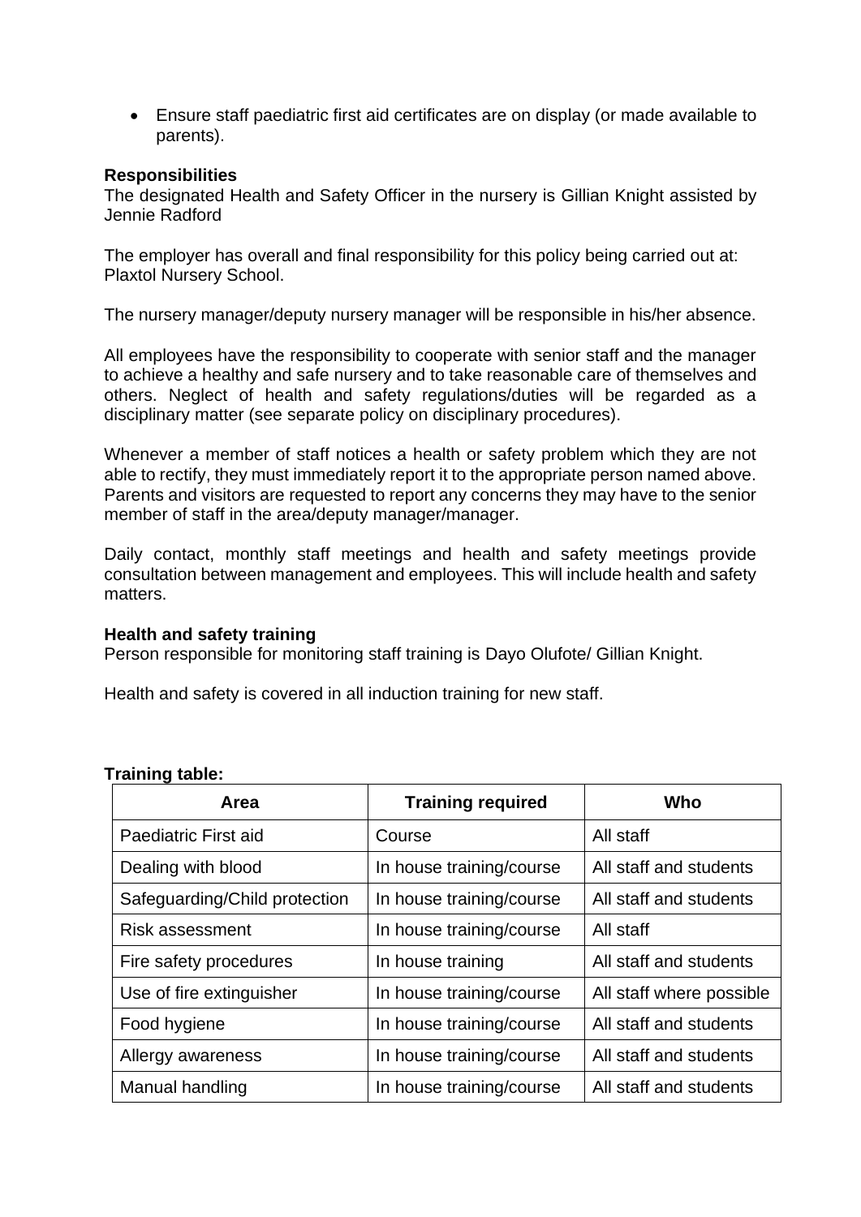- Ensure staff paediatric first aid certificates are on display (or made available to parents).

**Responsibilities**

The designated Health and Safety Officer in the nursery is Gillian Knight assisted by Jennie Radford

The employer has overall and final responsibility for this policy being carried out at: Plaxtol Nursery School.

The nursery manager/deputy nursery manager will be responsible in his/her absence.

All employees have the responsibility to cooperate with senior staff and the manager to achieve a healthy and safe nursery and to take reasonable care of themselves and others. Neglect of health and safety regulations/duties will be regarded as a disciplinary matter (see separate policy on disciplinary procedures).

Whenever a member of staff notices a health or safety problem which they are not able to rectify, they must immediately report it to the appropriate person named above. Parents and visitors are requested to report any concerns they may have to the senior member of staff in the area/deputy manager/manager.

Daily contact, monthly staff meetings and health and safety meetings provide consultation between management and employees. This will include health and safety matters.

**Health and safety training**

Person responsible for monitoring staff training is Dayo Olufote/ Gillian Knight.

Health and safety is covered in all induction training for new staff.

**Training table:**

| Area | Training required | Who |
|---|---|---|
| Paediatric First aid | Course | All staff |
| Dealing with blood | In house training/course | All staff and students |
| Safeguarding/Child protection | In house training/course | All staff and students |
| Risk assessment | In house training/course | All staff |
| Fire safety procedures | In house training | All staff and students |
| Use of fire extinguisher | In house training/course | All staff where possible |
| Food hygiene | In house training/course | All staff and students |
| Allergy awareness | In house training/course | All staff and students |
| Manual handling | In house training/course | All staff and students |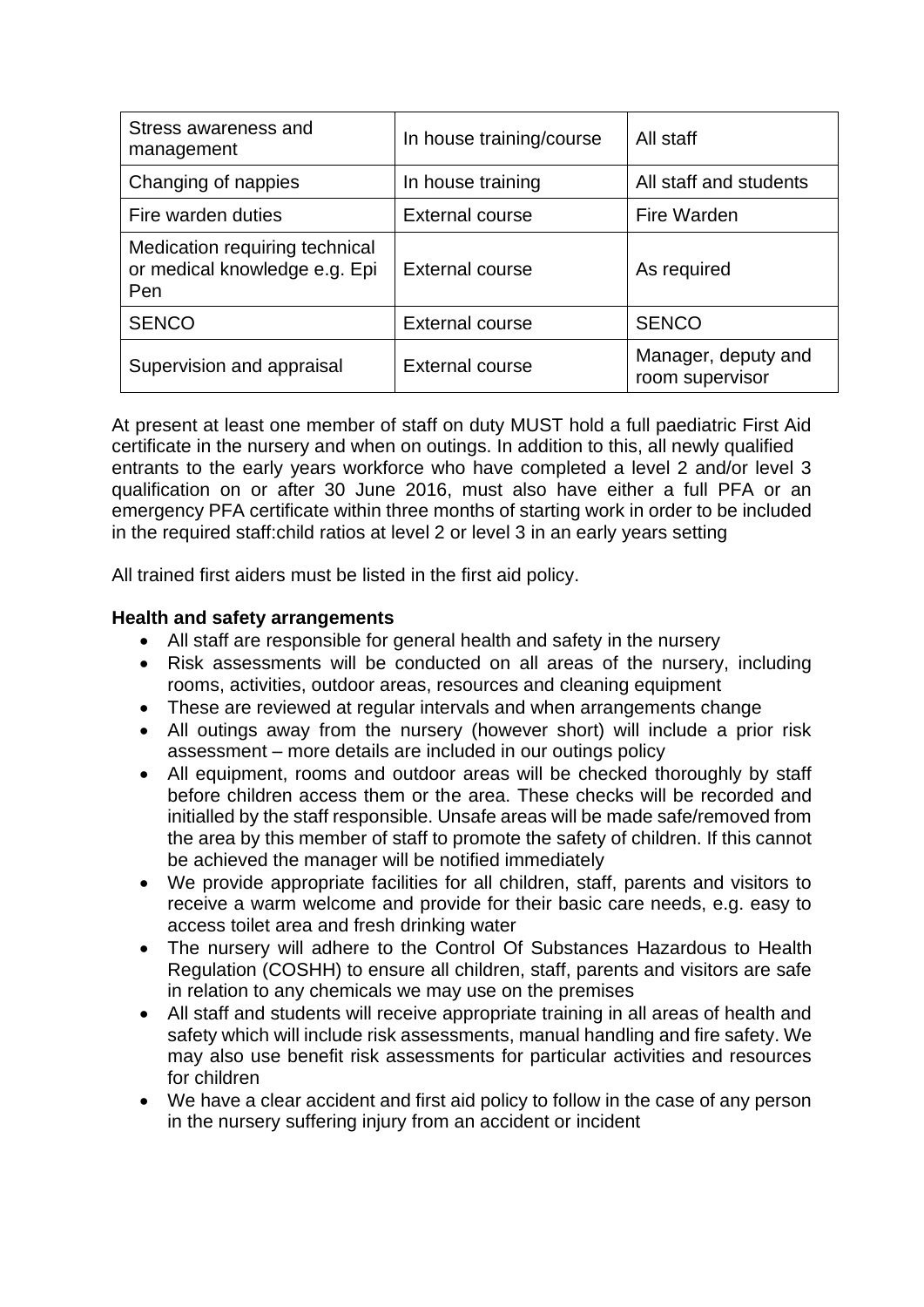| Stress awareness and management | In house training/course | All staff |
|---|---|---|
| Changing of nappies | In house training | All staff and students |
| Fire warden duties | External course | Fire Warden |
| Medication requiring technical or medical knowledge e.g. Epi Pen | External course | As required |
| SENCO | External course | SENCO |
| Supervision and appraisal | External course | Manager, deputy and room supervisor |

At present at least one member of staff on duty MUST hold a full paediatric First Aid certificate in the nursery and when on outings. In addition to this, all newly qualified entrants to the early years workforce who have completed a level 2 and/or level 3 qualification on or after 30 June 2016, must also have either a full PFA or an emergency PFA certificate within three months of starting work in order to be included in the required staff:child ratios at level 2 or level 3 in an early years setting

All trained first aiders must be listed in the first aid policy.

**Health and safety arrangements**

- All staff are responsible for general health and safety in the nursery
- Risk assessments will be conducted on all areas of the nursery, including rooms, activities, outdoor areas, resources and cleaning equipment
- These are reviewed at regular intervals and when arrangements change
- All outings away from the nursery (however short) will include a prior risk assessment – more details are included in our outings policy
- All equipment, rooms and outdoor areas will be checked thoroughly by staff before children access them or the area. These checks will be recorded and initialled by the staff responsible. Unsafe areas will be made safe/removed from the area by this member of staff to promote the safety of children. If this cannot be achieved the manager will be notified immediately
- We provide appropriate facilities for all children, staff, parents and visitors to receive a warm welcome and provide for their basic care needs, e.g. easy to access toilet area and fresh drinking water
- The nursery will adhere to the Control Of Substances Hazardous to Health Regulation (COSHH) to ensure all children, staff, parents and visitors are safe in relation to any chemicals we may use on the premises
- All staff and students will receive appropriate training in all areas of health and safety which will include risk assessments, manual handling and fire safety. We may also use benefit risk assessments for particular activities and resources for children
- We have a clear accident and first aid policy to follow in the case of any person in the nursery suffering injury from an accident or incident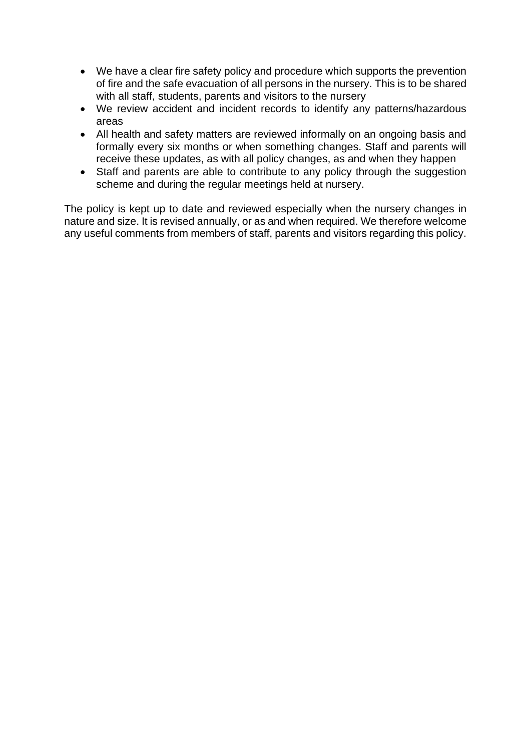- We have a clear fire safety policy and procedure which supports the prevention of fire and the safe evacuation of all persons in the nursery. This is to be shared with all staff, students, parents and visitors to the nursery
- We review accident and incident records to identify any patterns/hazardous areas
- All health and safety matters are reviewed informally on an ongoing basis and formally every six months or when something changes. Staff and parents will receive these updates, as with all policy changes, as and when they happen
- Staff and parents are able to contribute to any policy through the suggestion scheme and during the regular meetings held at nursery.

The policy is kept up to date and reviewed especially when the nursery changes in nature and size. It is revised annually, or as and when required. We therefore welcome any useful comments from members of staff, parents and visitors regarding this policy.